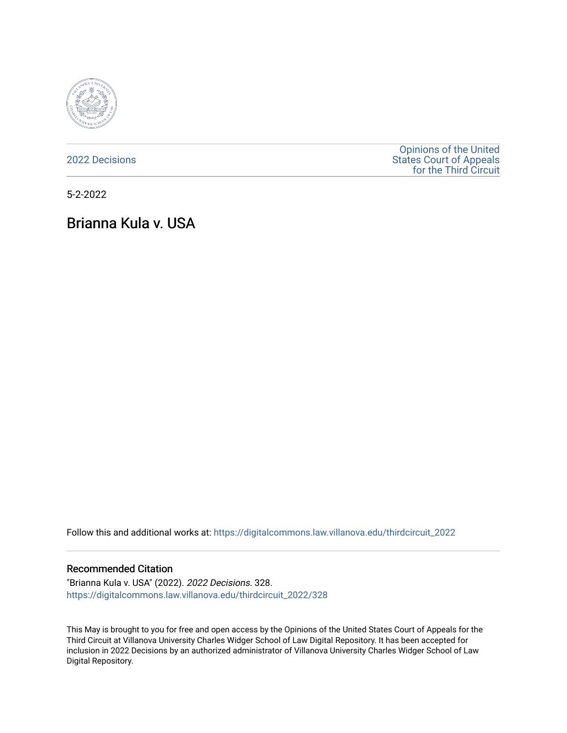2022 Decisions

Opinions of the United States Court of Appeals for the Third Circuit

5-2-2022

# Brianna Kula v. USA

Follow this and additional works at: https://digitalcommons.law.villanova.edu/thirdcircuit_2022

## Recommended Citation

"Brianna Kula v. USA" (2022). *2022 Decisions*. 328.
https://digitalcommons.law.villanova.edu/thirdcircuit_2022/328

This May is brought to you for free and open access by the Opinions of the United States Court of Appeals for the Third Circuit at Villanova University Charles Widger School of Law Digital Repository. It has been accepted for inclusion in 2022 Decisions by an authorized administrator of Villanova University Charles Widger School of Law Digital Repository.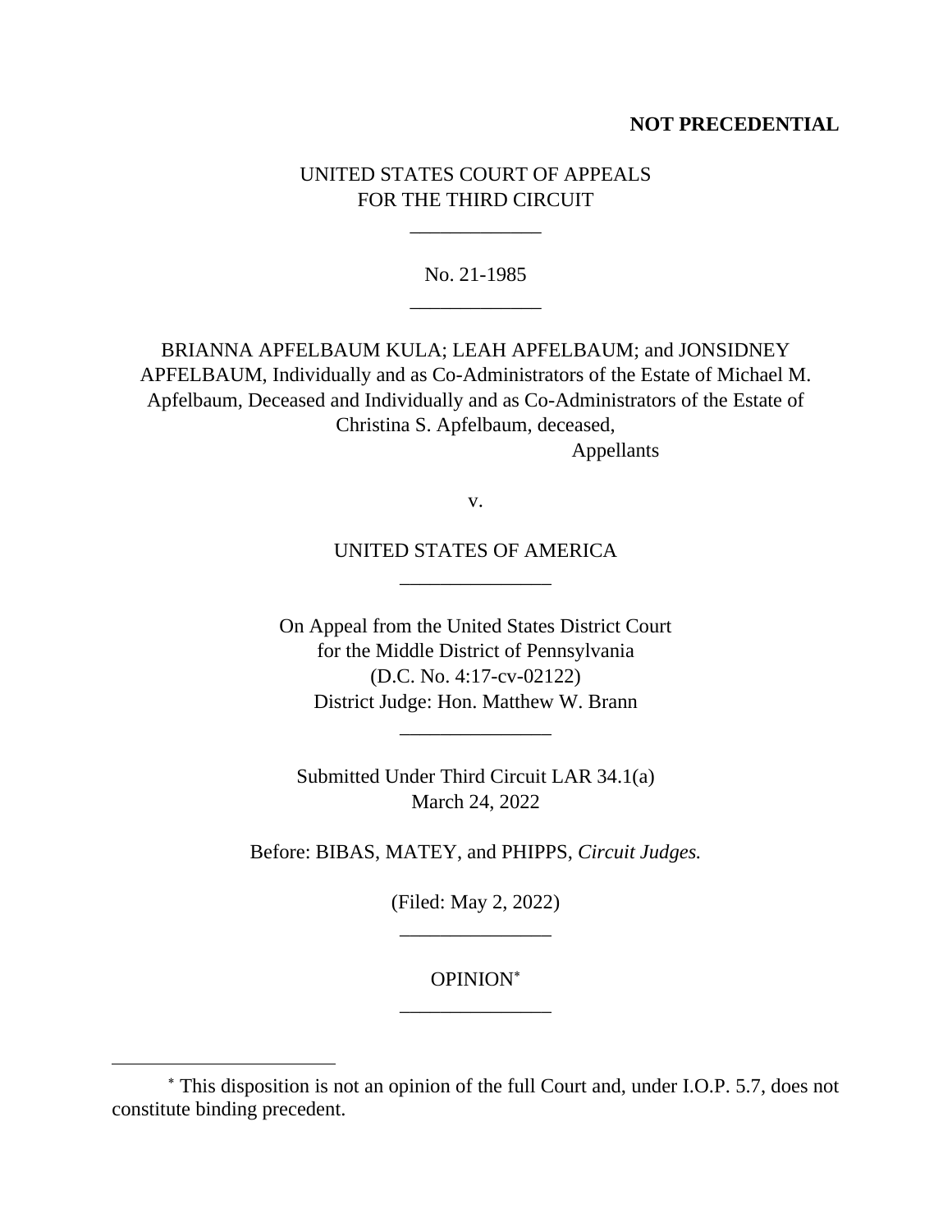**NOT PRECEDENTIAL**

UNITED STATES COURT OF APPEALS
FOR THE THIRD CIRCUIT

---

No. 21-1985

---

BRIANNA APFELBAUM KULA; LEAH APFELBAUM; and JONSIDNEY APFELBAUM, Individually and as Co-Administrators of the Estate of Michael M. Apfelbaum, Deceased and Individually and as Co-Administrators of the Estate of Christina S. Apfelbaum, deceased,

Appellants

v.

UNITED STATES OF AMERICA

---

On Appeal from the United States District Court
for the Middle District of Pennsylvania
(D.C. No. 4:17-cv-02122)
District Judge: Hon. Matthew W. Brann

---

Submitted Under Third Circuit LAR 34.1(a)
March 24, 2022

Before: BIBAS, MATEY, and PHIPPS, *Circuit Judges.*

(Filed: May 2, 2022)

---

OPINION[*]

---

[*] This disposition is not an opinion of the full Court and, under I.O.P. 5.7, does not constitute binding precedent.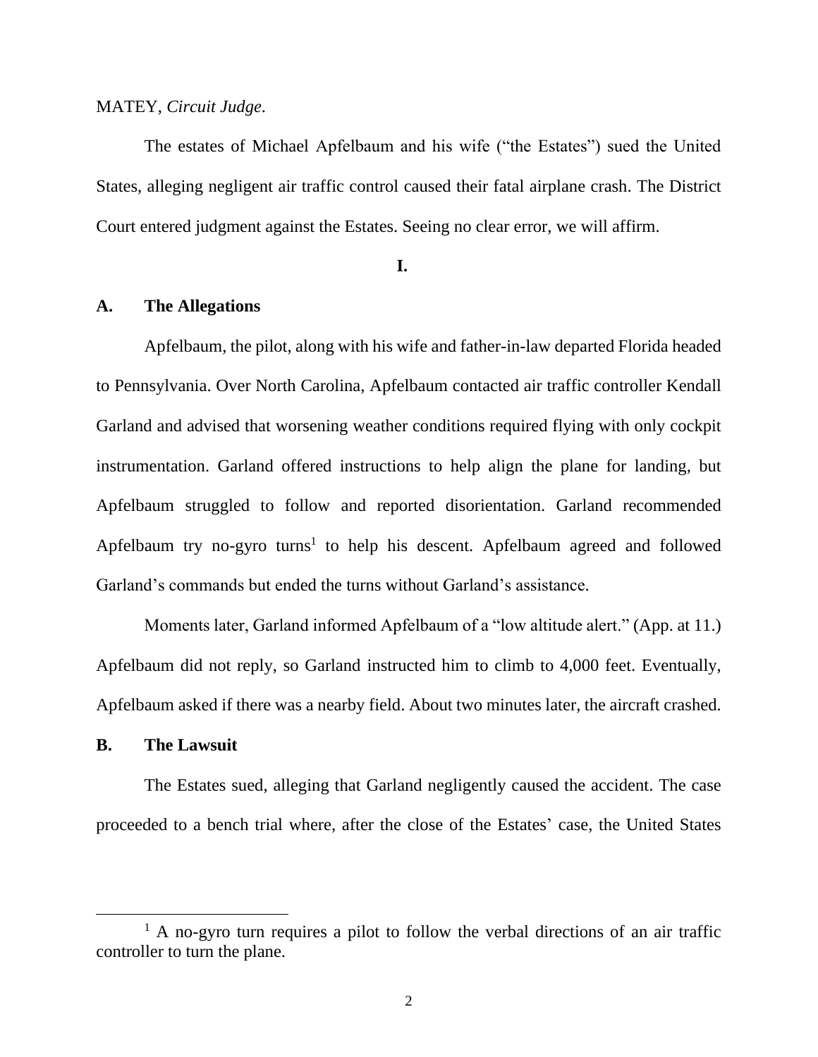MATEY, *Circuit Judge*.

The estates of Michael Apfelbaum and his wife ("the Estates") sued the United States, alleging negligent air traffic control caused their fatal airplane crash. The District Court entered judgment against the Estates. Seeing no clear error, we will affirm.

## I.

### A. The Allegations

Apfelbaum, the pilot, along with his wife and father-in-law departed Florida headed to Pennsylvania. Over North Carolina, Apfelbaum contacted air traffic controller Kendall Garland and advised that worsening weather conditions required flying with only cockpit instrumentation. Garland offered instructions to help align the plane for landing, but Apfelbaum struggled to follow and reported disorientation. Garland recommended Apfelbaum try no-gyro turns[1] to help his descent. Apfelbaum agreed and followed Garland's commands but ended the turns without Garland's assistance.

Moments later, Garland informed Apfelbaum of a "low altitude alert." (App. at 11.) Apfelbaum did not reply, so Garland instructed him to climb to 4,000 feet. Eventually, Apfelbaum asked if there was a nearby field. About two minutes later, the aircraft crashed.

### B. The Lawsuit

The Estates sued, alleging that Garland negligently caused the accident. The case proceeded to a bench trial where, after the close of the Estates' case, the United States

[1] A no-gyro turn requires a pilot to follow the verbal directions of an air traffic controller to turn the plane.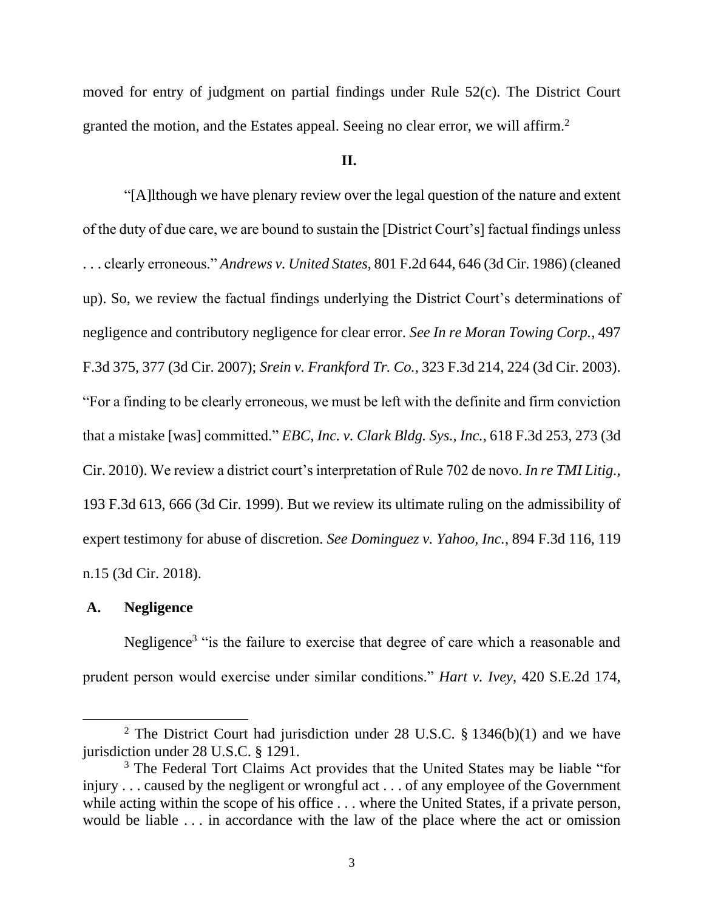moved for entry of judgment on partial findings under Rule 52(c). The District Court granted the motion, and the Estates appeal. Seeing no clear error, we will affirm.[2]

## II.

"[A]lthough we have plenary review over the legal question of the nature and extent of the duty of due care, we are bound to sustain the [District Court's] factual findings unless . . . clearly erroneous." *Andrews v. United States*, 801 F.2d 644, 646 (3d Cir. 1986) (cleaned up). So, we review the factual findings underlying the District Court's determinations of negligence and contributory negligence for clear error. *See In re Moran Towing Corp.*, 497 F.3d 375, 377 (3d Cir. 2007); *Srein v. Frankford Tr. Co.*, 323 F.3d 214, 224 (3d Cir. 2003). "For a finding to be clearly erroneous, we must be left with the definite and firm conviction that a mistake [was] committed." *EBC, Inc. v. Clark Bldg. Sys., Inc.*, 618 F.3d 253, 273 (3d Cir. 2010). We review a district court's interpretation of Rule 702 de novo. *In re TMI Litig.*, 193 F.3d 613, 666 (3d Cir. 1999). But we review its ultimate ruling on the admissibility of expert testimony for abuse of discretion. *See Dominguez v. Yahoo, Inc.*, 894 F.3d 116, 119 n.15 (3d Cir. 2018).

### A. Negligence

Negligence[3] "is the failure to exercise that degree of care which a reasonable and prudent person would exercise under similar conditions." *Hart v. Ivey*, 420 S.E.2d 174,

---

[2] The District Court had jurisdiction under 28 U.S.C. § 1346(b)(1) and we have jurisdiction under 28 U.S.C. § 1291.

[3] The Federal Tort Claims Act provides that the United States may be liable "for injury . . . caused by the negligent or wrongful act . . . of any employee of the Government while acting within the scope of his office . . . where the United States, if a private person, would be liable . . . in accordance with the law of the place where the act or omission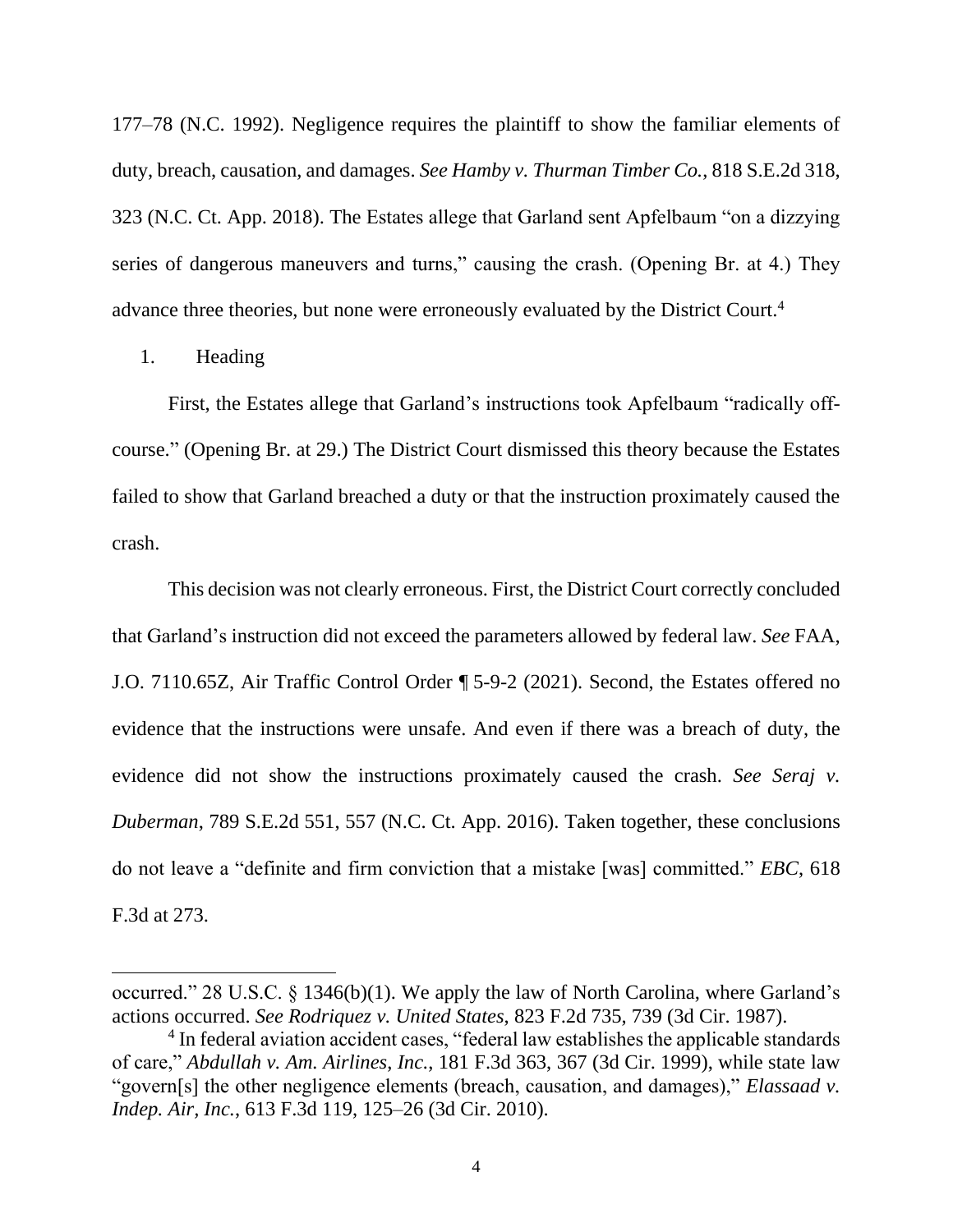177–78 (N.C. 1992). Negligence requires the plaintiff to show the familiar elements of duty, breach, causation, and damages. *See Hamby v. Thurman Timber Co.*, 818 S.E.2d 318, 323 (N.C. Ct. App. 2018). The Estates allege that Garland sent Apfelbaum "on a dizzying series of dangerous maneuvers and turns," causing the crash. (Opening Br. at 4.) They advance three theories, but none were erroneously evaluated by the District Court.[4]

1. Heading

First, the Estates allege that Garland's instructions took Apfelbaum "radically off-course." (Opening Br. at 29.) The District Court dismissed this theory because the Estates failed to show that Garland breached a duty or that the instruction proximately caused the crash.

This decision was not clearly erroneous. First, the District Court correctly concluded that Garland's instruction did not exceed the parameters allowed by federal law. *See* FAA, J.O. 7110.65Z, Air Traffic Control Order ¶ 5-9-2 (2021). Second, the Estates offered no evidence that the instructions were unsafe. And even if there was a breach of duty, the evidence did not show the instructions proximately caused the crash. *See Seraj v. Duberman*, 789 S.E.2d 551, 557 (N.C. Ct. App. 2016). Taken together, these conclusions do not leave a "definite and firm conviction that a mistake [was] committed." *EBC*, 618 F.3d at 273.

---

occurred." 28 U.S.C. § 1346(b)(1). We apply the law of North Carolina, where Garland's actions occurred. *See Rodriquez v. United States*, 823 F.2d 735, 739 (3d Cir. 1987).

[4] In federal aviation accident cases, "federal law establishes the applicable standards of care," *Abdullah v. Am. Airlines, Inc.*, 181 F.3d 363, 367 (3d Cir. 1999), while state law "govern[s] the other negligence elements (breach, causation, and damages)," *Elassaad v. Indep. Air, Inc.*, 613 F.3d 119, 125–26 (3d Cir. 2010).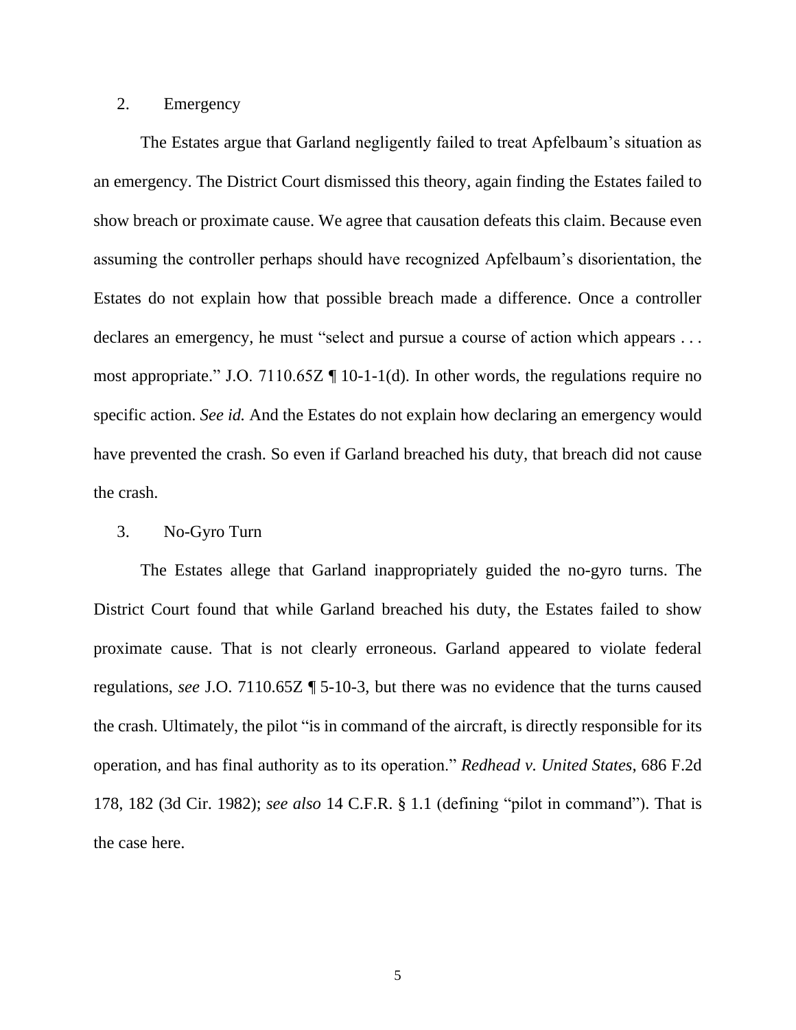2. Emergency

The Estates argue that Garland negligently failed to treat Apfelbaum's situation as an emergency. The District Court dismissed this theory, again finding the Estates failed to show breach or proximate cause. We agree that causation defeats this claim. Because even assuming the controller perhaps should have recognized Apfelbaum's disorientation, the Estates do not explain how that possible breach made a difference. Once a controller declares an emergency, he must "select and pursue a course of action which appears . . . most appropriate." J.O. 7110.65Z ¶ 10-1-1(d). In other words, the regulations require no specific action. *See id.* And the Estates do not explain how declaring an emergency would have prevented the crash. So even if Garland breached his duty, that breach did not cause the crash.

3. No-Gyro Turn

The Estates allege that Garland inappropriately guided the no-gyro turns. The District Court found that while Garland breached his duty, the Estates failed to show proximate cause. That is not clearly erroneous. Garland appeared to violate federal regulations, *see* J.O. 7110.65Z ¶ 5-10-3, but there was no evidence that the turns caused the crash. Ultimately, the pilot "is in command of the aircraft, is directly responsible for its operation, and has final authority as to its operation." *Redhead v. United States*, 686 F.2d 178, 182 (3d Cir. 1982); *see also* 14 C.F.R. § 1.1 (defining "pilot in command"). That is the case here.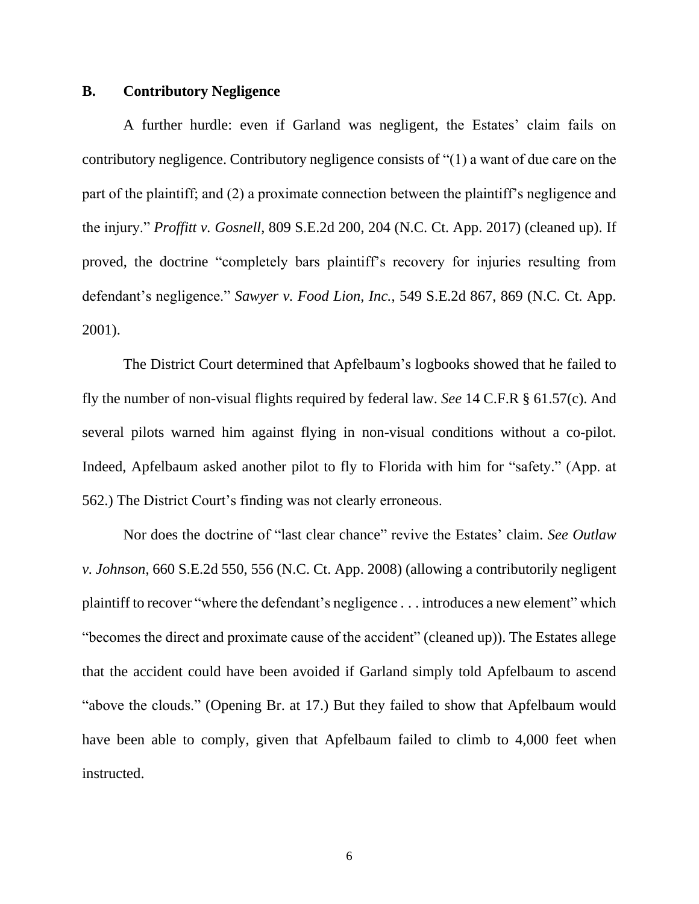## B. Contributory Negligence

A further hurdle: even if Garland was negligent, the Estates' claim fails on contributory negligence. Contributory negligence consists of "(1) a want of due care on the part of the plaintiff; and (2) a proximate connection between the plaintiff's negligence and the injury." *Proffitt v. Gosnell*, 809 S.E.2d 200, 204 (N.C. Ct. App. 2017) (cleaned up). If proved, the doctrine "completely bars plaintiff's recovery for injuries resulting from defendant's negligence." *Sawyer v. Food Lion, Inc.*, 549 S.E.2d 867, 869 (N.C. Ct. App. 2001).

The District Court determined that Apfelbaum's logbooks showed that he failed to fly the number of non-visual flights required by federal law. *See* 14 C.F.R § 61.57(c). And several pilots warned him against flying in non-visual conditions without a co-pilot. Indeed, Apfelbaum asked another pilot to fly to Florida with him for "safety." (App. at 562.) The District Court's finding was not clearly erroneous.

Nor does the doctrine of "last clear chance" revive the Estates' claim. *See Outlaw v. Johnson*, 660 S.E.2d 550, 556 (N.C. Ct. App. 2008) (allowing a contributorily negligent plaintiff to recover "where the defendant's negligence . . . introduces a new element" which "becomes the direct and proximate cause of the accident" (cleaned up)). The Estates allege that the accident could have been avoided if Garland simply told Apfelbaum to ascend "above the clouds." (Opening Br. at 17.) But they failed to show that Apfelbaum would have been able to comply, given that Apfelbaum failed to climb to 4,000 feet when instructed.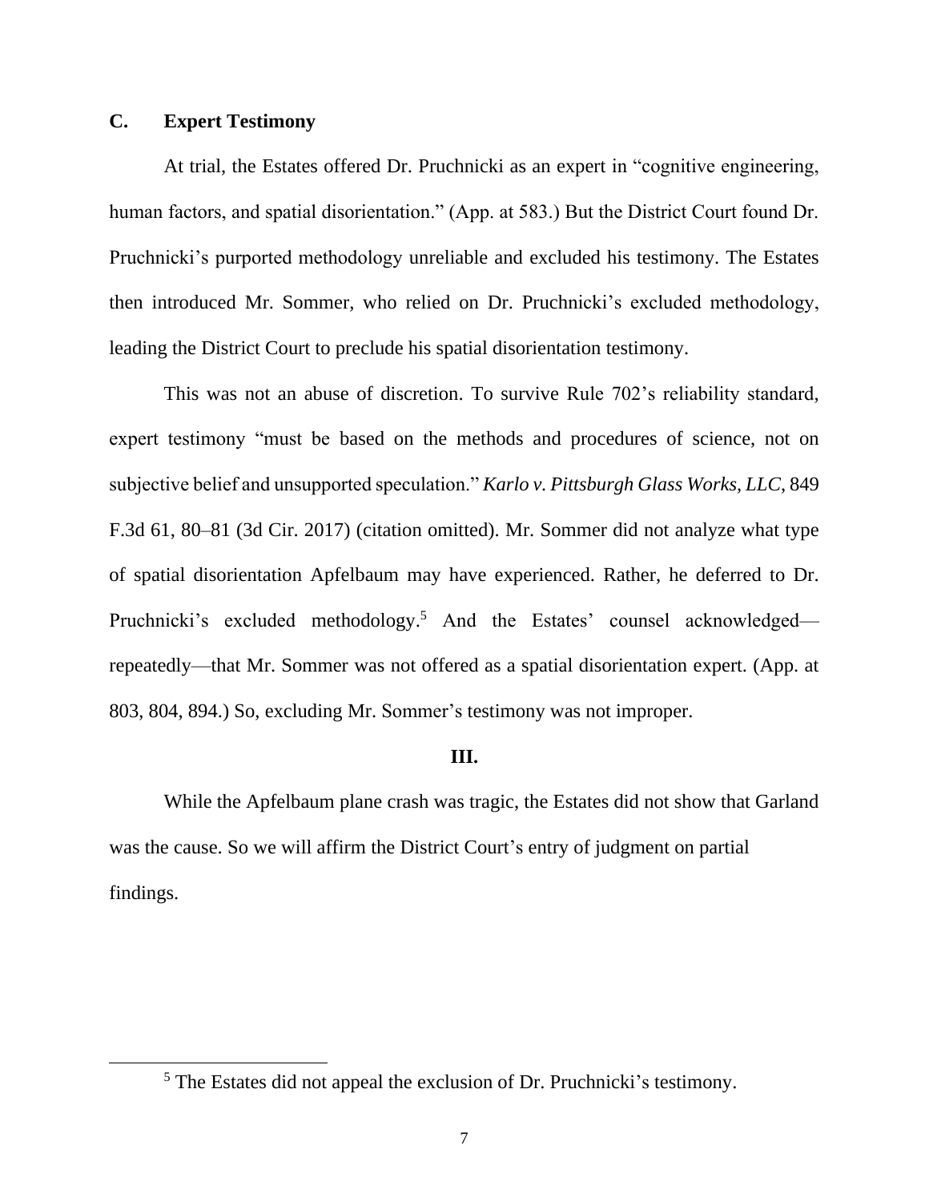### C. Expert Testimony

At trial, the Estates offered Dr. Pruchnicki as an expert in "cognitive engineering, human factors, and spatial disorientation." (App. at 583.) But the District Court found Dr. Pruchnicki's purported methodology unreliable and excluded his testimony. The Estates then introduced Mr. Sommer, who relied on Dr. Pruchnicki's excluded methodology, leading the District Court to preclude his spatial disorientation testimony.

This was not an abuse of discretion. To survive Rule 702's reliability standard, expert testimony "must be based on the methods and procedures of science, not on subjective belief and unsupported speculation." *Karlo v. Pittsburgh Glass Works, LLC*, 849 F.3d 61, 80–81 (3d Cir. 2017) (citation omitted). Mr. Sommer did not analyze what type of spatial disorientation Apfelbaum may have experienced. Rather, he deferred to Dr. Pruchnicki's excluded methodology.[5] And the Estates' counsel acknowledged—repeatedly—that Mr. Sommer was not offered as a spatial disorientation expert. (App. at 803, 804, 894.) So, excluding Mr. Sommer's testimony was not improper.

## III.

While the Apfelbaum plane crash was tragic, the Estates did not show that Garland was the cause. So we will affirm the District Court's entry of judgment on partial findings.

[5] The Estates did not appeal the exclusion of Dr. Pruchnicki's testimony.